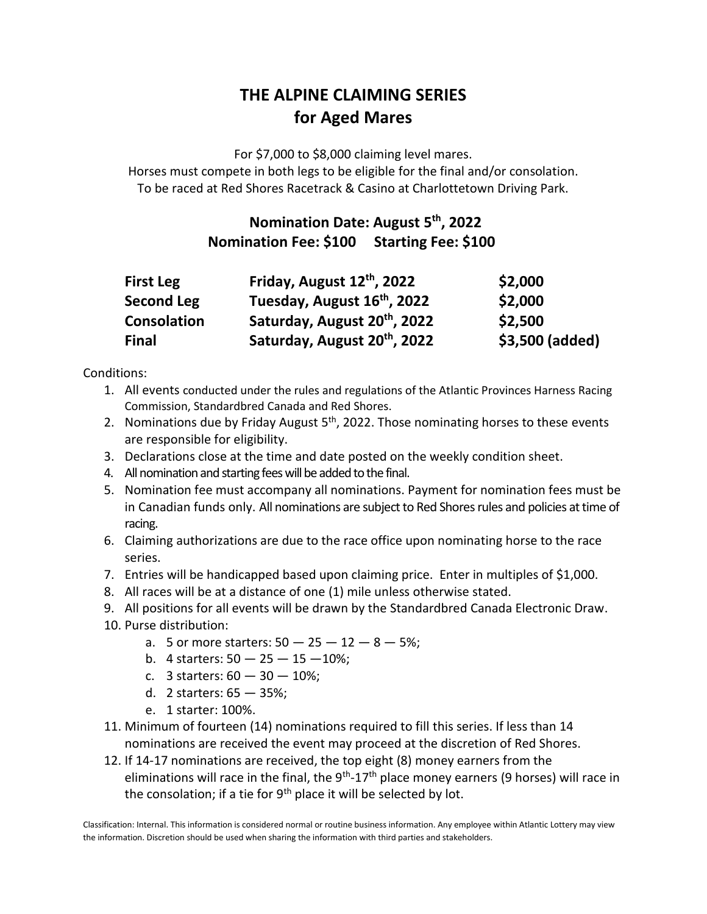# THE ALPINE CLAIMING SERIES
# for Aged Mares

For $7,000 to $8,000 claiming level mares.
Horses must compete in both legs to be eligible for the final and/or consolation.
To be raced at Red Shores Racetrack & Casino at Charlottetown Driving Park.

**Nomination Date: August 5th, 2022**
**Nomination Fee: $100 Starting Fee: $100**

| | | |
|---|---|---|
| **First Leg** | **Friday, August 12th, 2022** | **$2,000** |
| **Second Leg** | **Tuesday, August 16th, 2022** | **$2,000** |
| **Consolation** | **Saturday, August 20th, 2022** | **$2,500** |
| **Final** | **Saturday, August 20th, 2022** | **$3,500 (added)** |

Conditions:

1. All events conducted under the rules and regulations of the Atlantic Provinces Harness Racing Commission, Standardbred Canada and Red Shores.
2. Nominations due by Friday August 5th, 2022. Those nominating horses to these events are responsible for eligibility.
3. Declarations close at the time and date posted on the weekly condition sheet.
4. All nomination and starting fees will be added to the final.
5. Nomination fee must accompany all nominations. Payment for nomination fees must be in Canadian funds only. All nominations are subject to Red Shores rules and policies at time of racing.
6. Claiming authorizations are due to the race office upon nominating horse to the race series.
7. Entries will be handicapped based upon claiming price. Enter in multiples of $1,000.
8. All races will be at a distance of one (1) mile unless otherwise stated.
9. All positions for all events will be drawn by the Standardbred Canada Electronic Draw.
10. Purse distribution:
    a. 5 or more starters: 50 — 25 — 12 — 8 — 5%;
    b. 4 starters: 50 — 25 — 15 —10%;
    c. 3 starters: 60 — 30 — 10%;
    d. 2 starters: 65 — 35%;
    e. 1 starter: 100%.
11. Minimum of fourteen (14) nominations required to fill this series. If less than 14 nominations are received the event may proceed at the discretion of Red Shores.
12. If 14-17 nominations are received, the top eight (8) money earners from the eliminations will race in the final, the 9th-17th place money earners (9 horses) will race in the consolation; if a tie for 9th place it will be selected by lot.

Classification: Internal. This information is considered normal or routine business information. Any employee within Atlantic Lottery may view the information. Discretion should be used when sharing the information with third parties and stakeholders.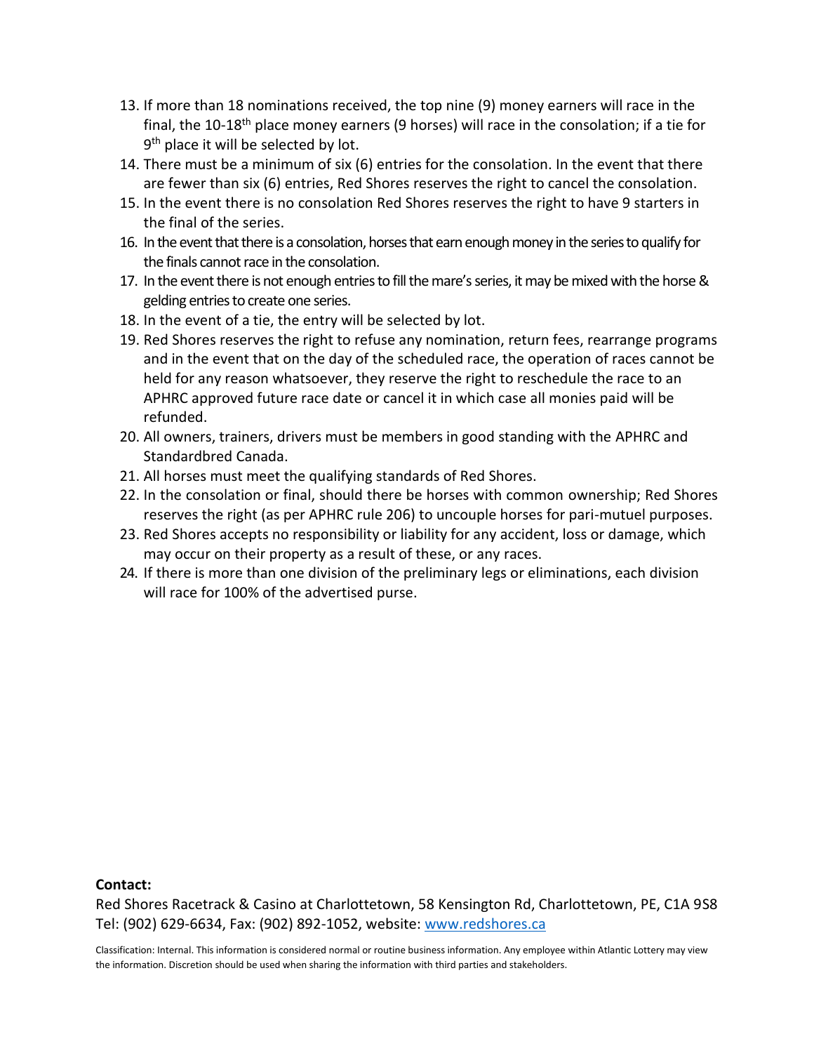13. If more than 18 nominations received, the top nine (9) money earners will race in the final, the 10-18th place money earners (9 horses) will race in the consolation; if a tie for 9th place it will be selected by lot.
14. There must be a minimum of six (6) entries for the consolation. In the event that there are fewer than six (6) entries, Red Shores reserves the right to cancel the consolation.
15. In the event there is no consolation Red Shores reserves the right to have 9 starters in the final of the series.
16. In the event that there is a consolation, horses that earn enough money in the series to qualify for the finals cannot race in the consolation.
17. In the event there is not enough entries to fill the mare's series, it may be mixed with the horse & gelding entries to create one series.
18. In the event of a tie, the entry will be selected by lot.
19. Red Shores reserves the right to refuse any nomination, return fees, rearrange programs and in the event that on the day of the scheduled race, the operation of races cannot be held for any reason whatsoever, they reserve the right to reschedule the race to an APHRC approved future race date or cancel it in which case all monies paid will be refunded.
20. All owners, trainers, drivers must be members in good standing with the APHRC and Standardbred Canada.
21. All horses must meet the qualifying standards of Red Shores.
22. In the consolation or final, should there be horses with common ownership; Red Shores reserves the right (as per APHRC rule 206) to uncouple horses for pari-mutuel purposes.
23. Red Shores accepts no responsibility or liability for any accident, loss or damage, which may occur on their property as a result of these, or any races.
24. If there is more than one division of the preliminary legs or eliminations, each division will race for 100% of the advertised purse.

**Contact:**
Red Shores Racetrack & Casino at Charlottetown, 58 Kensington Rd, Charlottetown, PE, C1A 9S8
Tel: (902) 629-6634, Fax: (902) 892-1052, website: [www.redshores.ca](http://www.redshores.ca)

Classification: Internal. This information is considered normal or routine business information. Any employee within Atlantic Lottery may view the information. Discretion should be used when sharing the information with third parties and stakeholders.